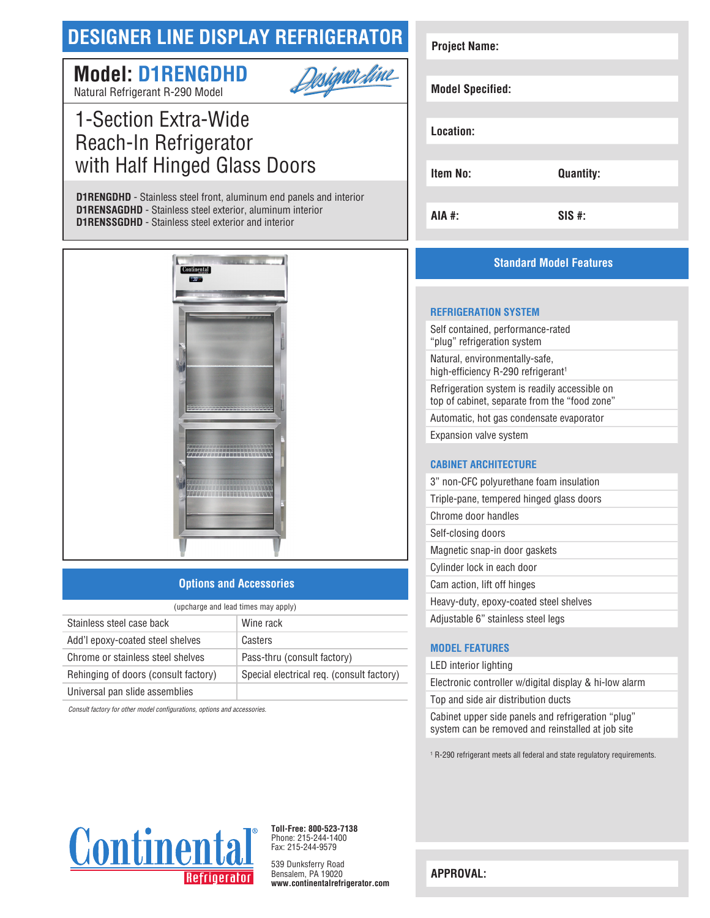# DESIGNER LINE DISPLAY REFRIGERATOR

## Model: D1RENGDHD

Natural Refrigerant R-290 Model

Designer-line

# 1-Section Extra-Wide Reach-In Refrigerator with Half Hinged Glass Doors

**D1RENGDHD** - Stainless steel front, aluminum end panels and interior
**D1RENSAGDHD** - Stainless steel exterior, aluminum interior
**D1RENSSGDHD** - Stainless steel exterior and interior

| | |
|---|---|
| **Project Name:** | |
| **Model Specified:** | |
| **Location:** | |
| **Item No:** | **Quantity:** |
| **AIA #:** | **SIS #:** |

## Options and Accessories

(upcharge and lead times may apply)

| | |
|---|---|
| Stainless steel case back | Wine rack |
| Add'l epoxy-coated steel shelves | Casters |
| Chrome or stainless steel shelves | Pass-thru (consult factory) |
| Rehinging of doors (consult factory) | Special electrical req. (consult factory) |
| Universal pan slide assemblies | |

*Consult factory for other model configurations, options and accessories.*

## Standard Model Features

### REFRIGERATION SYSTEM

- Self contained, performance-rated "plug" refrigeration system
- Natural, environmentally-safe, high-efficiency R-290 refrigerant[1]
- Refrigeration system is readily accessible on top of cabinet, separate from the "food zone"
- Automatic, hot gas condensate evaporator
- Expansion valve system

### CABINET ARCHITECTURE

- 3" non-CFC polyurethane foam insulation
- Triple-pane, tempered hinged glass doors
- Chrome door handles
- Self-closing doors
- Magnetic snap-in door gaskets
- Cylinder lock in each door
- Cam action, lift off hinges
- Heavy-duty, epoxy-coated steel shelves
- Adjustable 6" stainless steel legs

### MODEL FEATURES

- LED interior lighting
- Electronic controller w/digital display & hi-low alarm
- Top and side air distribution ducts
- Cabinet upper side panels and refrigeration "plug" system can be removed and reinstalled at job site

[1] R-290 refrigerant meets all federal and state regulatory requirements.

Continental® Refrigerator

**Toll-Free: 800-523-7138**
Phone: 215-244-1400
Fax: 215-244-9579

539 Dunksferry Road
Bensalem, PA 19020
**www.continentalrefrigerator.com**

**APPROVAL:**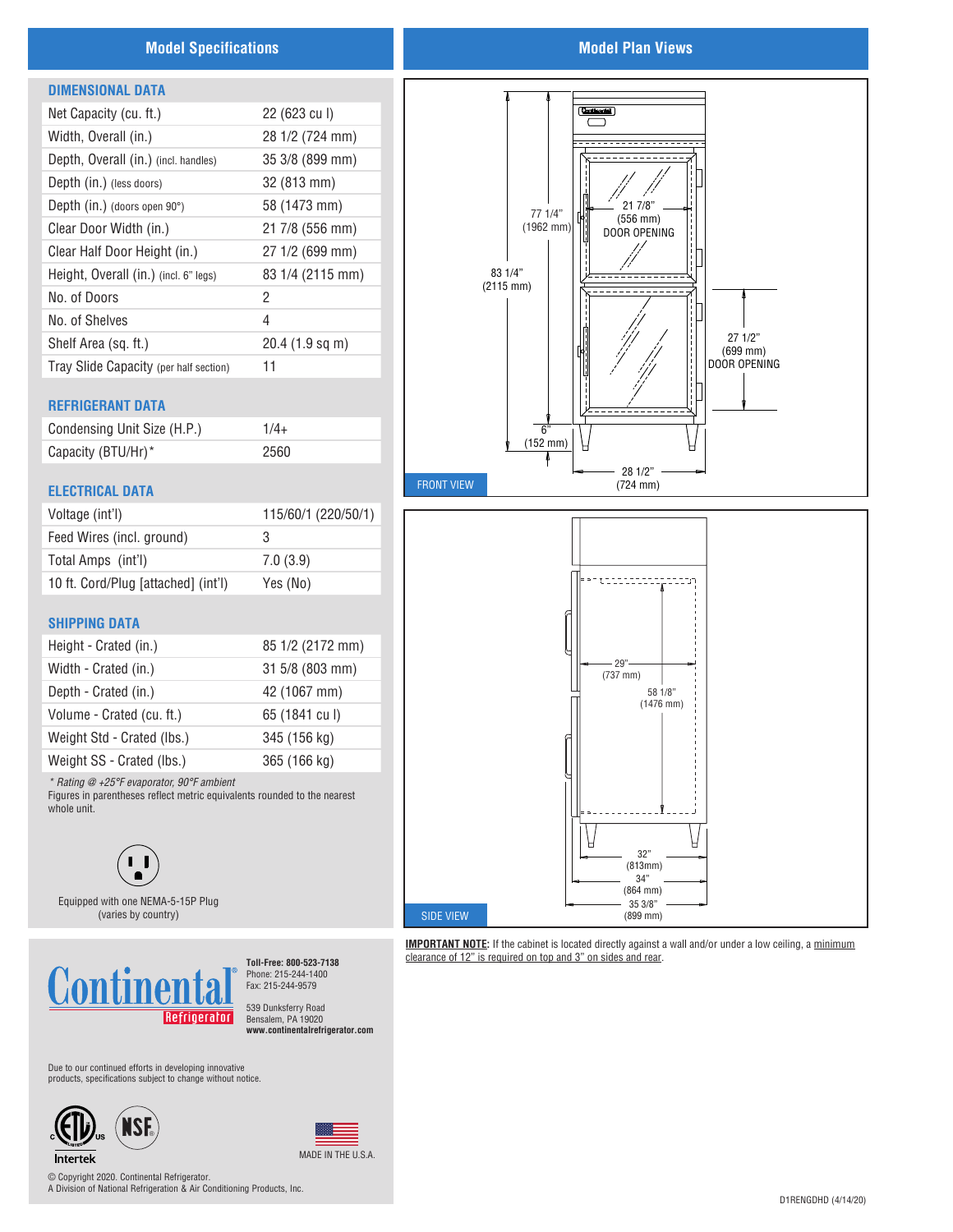## Model Specifications

### DIMENSIONAL DATA

| | |
|---|---|
| Net Capacity (cu. ft.) | 22 (623 cu l) |
| Width, Overall (in.) | 28 1/2 (724 mm) |
| Depth, Overall (in.) (incl. handles) | 35 3/8 (899 mm) |
| Depth (in.) (less doors) | 32 (813 mm) |
| Depth (in.) (doors open 90°) | 58 (1473 mm) |
| Clear Door Width (in.) | 21 7/8 (556 mm) |
| Clear Half Door Height (in.) | 27 1/2 (699 mm) |
| Height, Overall (in.) (incl. 6" legs) | 83 1/4 (2115 mm) |
| No. of Doors | 2 |
| No. of Shelves | 4 |
| Shelf Area (sq. ft.) | 20.4 (1.9 sq m) |
| Tray Slide Capacity (per half section) | 11 |

### REFRIGERANT DATA

| | |
|---|---|
| Condensing Unit Size (H.P.) | 1/4+ |
| Capacity (BTU/Hr)* | 2560 |

### ELECTRICAL DATA

| | |
|---|---|
| Voltage (int'l) | 115/60/1 (220/50/1) |
| Feed Wires (incl. ground) | 3 |
| Total Amps (int'l) | 7.0 (3.9) |
| 10 ft. Cord/Plug [attached] (int'l) | Yes (No) |

### SHIPPING DATA

| | |
|---|---|
| Height - Crated (in.) | 85 1/2 (2172 mm) |
| Width - Crated (in.) | 31 5/8 (803 mm) |
| Depth - Crated (in.) | 42 (1067 mm) |
| Volume - Crated (cu. ft.) | 65 (1841 cu l) |
| Weight Std - Crated (lbs.) | 345 (156 kg) |
| Weight SS - Crated (lbs.) | 365 (166 kg) |

*\* Rating @ +25°F evaporator, 90°F ambient*

Figures in parentheses reflect metric equivalents rounded to the nearest whole unit.

Equipped with one NEMA-5-15P Plug (varies by country)

## Model Plan Views

FRONT VIEW

77 1/4" (1962 mm)
83 1/4" (2115 mm)
21 7/8" (556 mm) DOOR OPENING
27 1/2" (699 mm) DOOR OPENING
6" (152 mm)
28 1/2" (724 mm)

SIDE VIEW

29" (737 mm)
58 1/8" (1476 mm)
32" (813mm)
34" (864 mm)
35 3/8" (899 mm)

**IMPORTANT NOTE:** If the cabinet is located directly against a wall and/or under a low ceiling, a minimum clearance of 12" is required on top and 3" on sides and rear.

**Continental Refrigerator**

**Toll-Free: 800-523-7138**
Phone: 215-244-1400
Fax: 215-244-9579

539 Dunksferry Road
Bensalem, PA 19020
**www.continentalrefrigerator.com**

Due to our continued efforts in developing innovative products, specifications subject to change without notice.

Intertek

MADE IN THE U.S.A.

© Copyright 2020. Continental Refrigerator.
A Division of National Refrigeration & Air Conditioning Products, Inc.

D1RENGDHD (4/14/20)